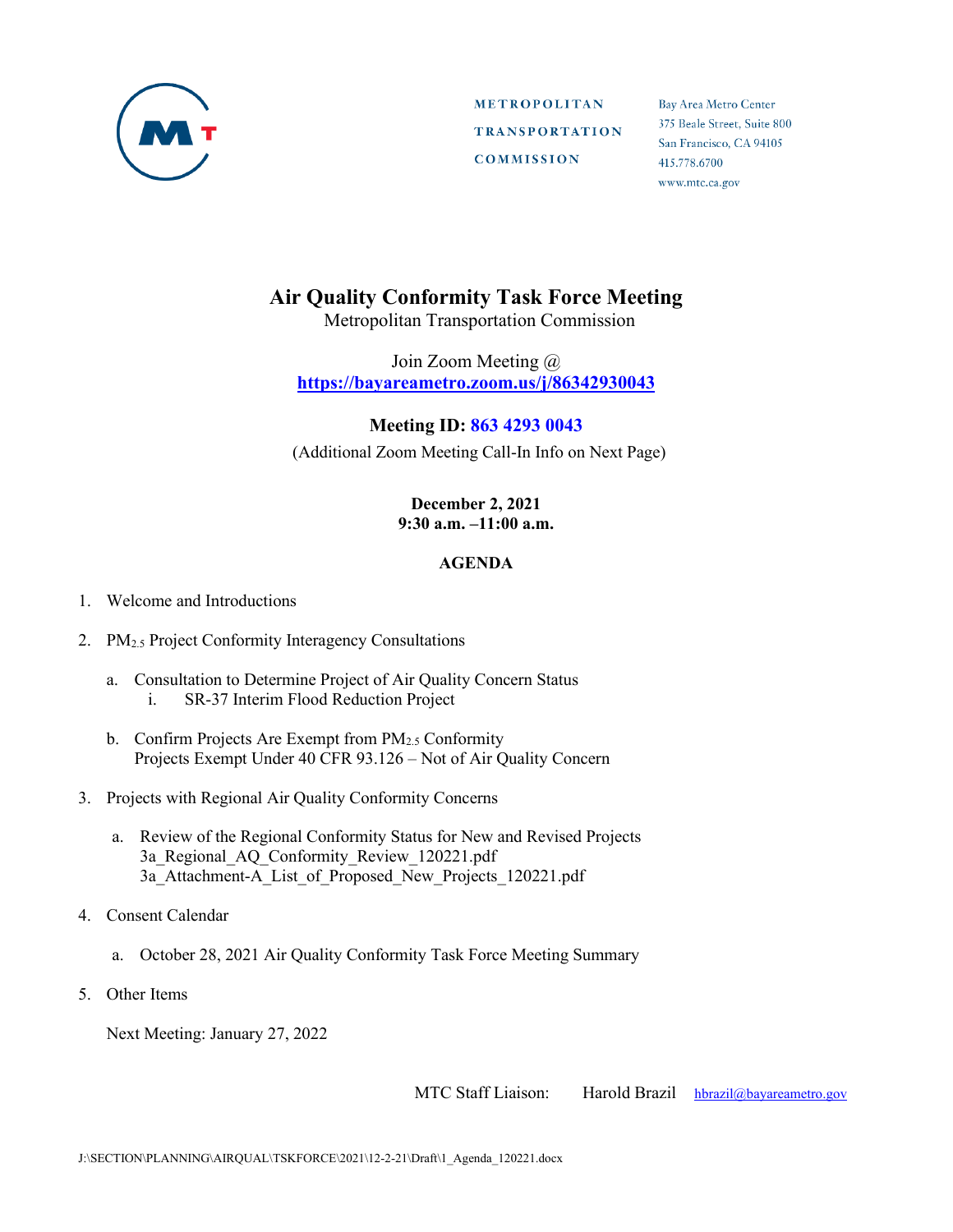METROPOLITAN
TRANSPORTATION
COMMISSION

Bay Area Metro Center
375 Beale Street, Suite 800
San Francisco, CA 94105
415.778.6700
www.mtc.ca.gov

# Air Quality Conformity Task Force Meeting

Metropolitan Transportation Commission

Join Zoom Meeting @
**https://bayareametro.zoom.us/j/86342930043**

**Meeting ID: 863 4293 0043**

(Additional Zoom Meeting Call-In Info on Next Page)

**December 2, 2021**
**9:30 a.m. –11:00 a.m.**

## AGENDA

1. Welcome and Introductions

2. $PM_{2.5}$ Project Conformity Interagency Consultations

   a. Consultation to Determine Project of Air Quality Concern Status
      i. SR-37 Interim Flood Reduction Project

   b. Confirm Projects Are Exempt from $PM_{2.5}$ Conformity
      Projects Exempt Under 40 CFR 93.126 – Not of Air Quality Concern

3. Projects with Regional Air Quality Conformity Concerns

   a. Review of the Regional Conformity Status for New and Revised Projects
      3a_Regional_AQ_Conformity_Review_120221.pdf
      3a_Attachment-A_List_of_Proposed_New_Projects_120221.pdf

4. Consent Calendar

   a. October 28, 2021 Air Quality Conformity Task Force Meeting Summary

5. Other Items

   Next Meeting: January 27, 2022

MTC Staff Liaison: Harold Brazil hbrazil@bayareametro.gov

J:\SECTION\PLANNING\AIRQUAL\TSKFORCE\2021\12-2-21\Draft\1_Agenda_120221.docx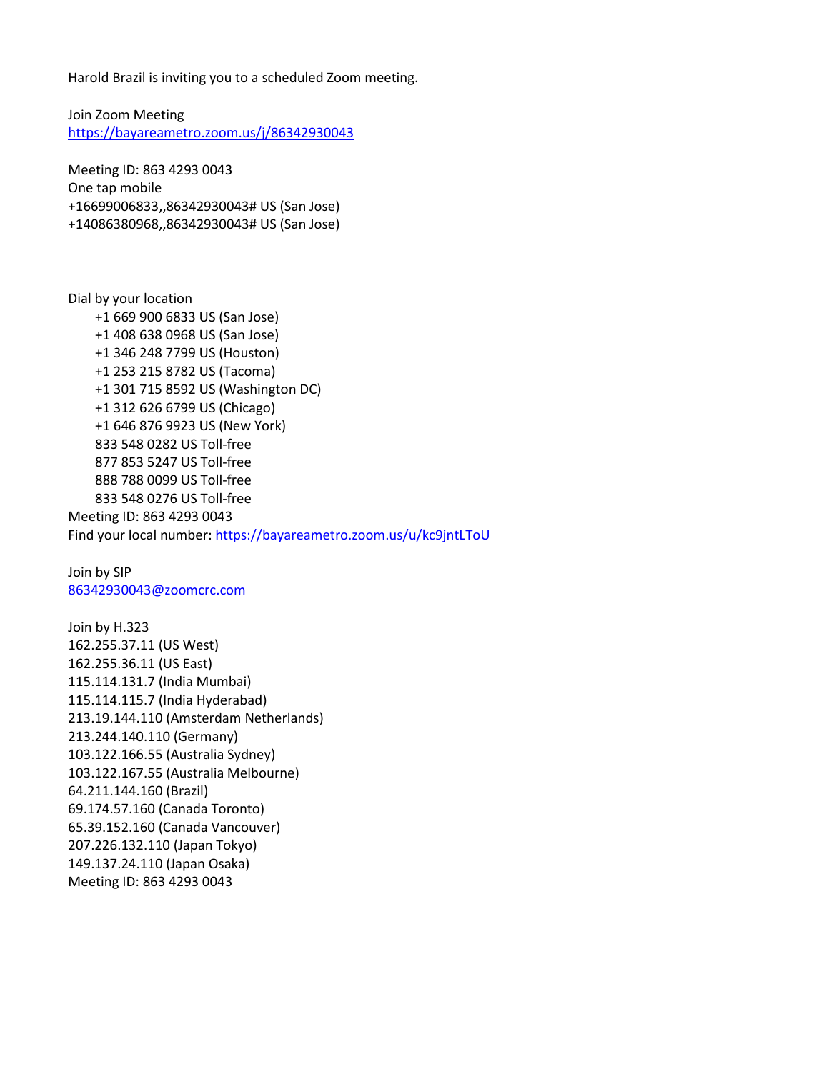Harold Brazil is inviting you to a scheduled Zoom meeting.

Join Zoom Meeting
https://bayareametro.zoom.us/j/86342930043

Meeting ID: 863 4293 0043
One tap mobile
+16699006833,,86342930043# US (San Jose)
+14086380968,,86342930043# US (San Jose)

Dial by your location
+1 669 900 6833 US (San Jose)
+1 408 638 0968 US (San Jose)
+1 346 248 7799 US (Houston)
+1 253 215 8782 US (Tacoma)
+1 301 715 8592 US (Washington DC)
+1 312 626 6799 US (Chicago)
+1 646 876 9923 US (New York)
833 548 0282 US Toll-free
877 853 5247 US Toll-free
888 788 0099 US Toll-free
833 548 0276 US Toll-free
Meeting ID: 863 4293 0043
Find your local number: https://bayareametro.zoom.us/u/kc9jntLToU

Join by SIP
86342930043@zoomcrc.com

Join by H.323
162.255.37.11 (US West)
162.255.36.11 (US East)
115.114.131.7 (India Mumbai)
115.114.115.7 (India Hyderabad)
213.19.144.110 (Amsterdam Netherlands)
213.244.140.110 (Germany)
103.122.166.55 (Australia Sydney)
103.122.167.55 (Australia Melbourne)
64.211.144.160 (Brazil)
69.174.57.160 (Canada Toronto)
65.39.152.160 (Canada Vancouver)
207.226.132.110 (Japan Tokyo)
149.137.24.110 (Japan Osaka)
Meeting ID: 863 4293 0043